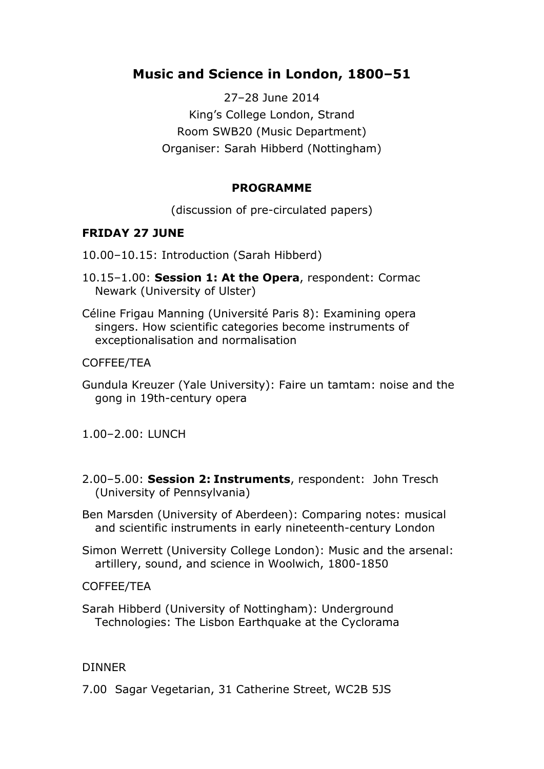# Music and Science in London, 1800–51

27–28 June 2014
King's College London, Strand
Room SWB20 (Music Department)
Organiser: Sarah Hibberd (Nottingham)

## PROGRAMME

(discussion of pre-circulated papers)

### FRIDAY 27 JUNE

10.00–10.15: Introduction (Sarah Hibberd)

10.15–1.00: **Session 1: At the Opera**, respondent: Cormac Newark (University of Ulster)

Céline Frigau Manning (Université Paris 8): Examining opera singers. How scientific categories become instruments of exceptionalisation and normalisation

COFFEE/TEA

Gundula Kreuzer (Yale University): Faire un tamtam: noise and the gong in 19th-century opera

1.00–2.00: LUNCH

2.00–5.00: **Session 2: Instruments**, respondent: John Tresch (University of Pennsylvania)

Ben Marsden (University of Aberdeen): Comparing notes: musical and scientific instruments in early nineteenth-century London

Simon Werrett (University College London): Music and the arsenal: artillery, sound, and science in Woolwich, 1800-1850

COFFEE/TEA

Sarah Hibberd (University of Nottingham): Underground Technologies: The Lisbon Earthquake at the Cyclorama

DINNER

7.00 Sagar Vegetarian, 31 Catherine Street, WC2B 5JS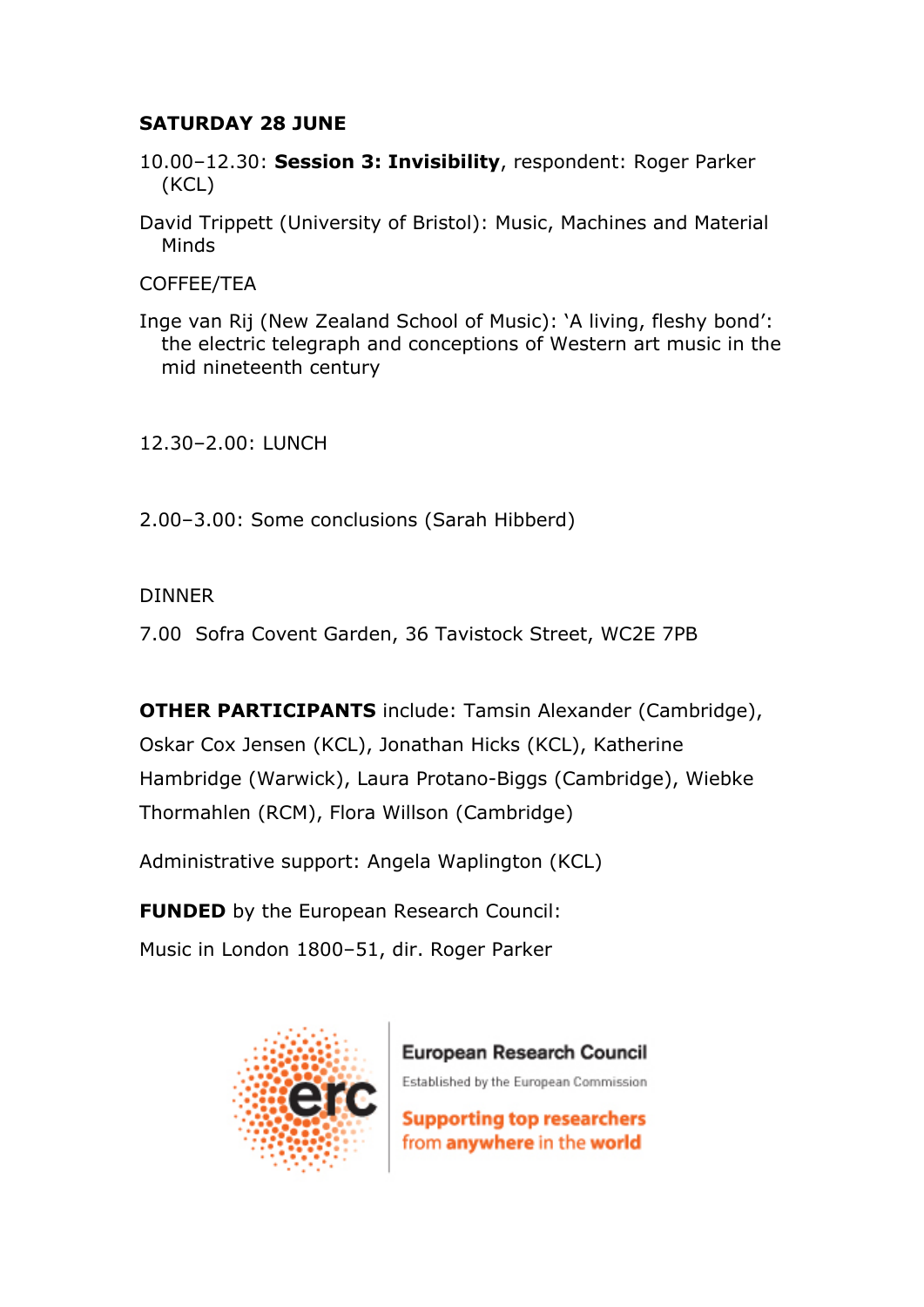**SATURDAY 28 JUNE**

10.00–12.30: **Session 3: Invisibility**, respondent: Roger Parker (KCL)

David Trippett (University of Bristol): Music, Machines and Material Minds

COFFEE/TEA

Inge van Rij (New Zealand School of Music): 'A living, fleshy bond': the electric telegraph and conceptions of Western art music in the mid nineteenth century

12.30–2.00: LUNCH

2.00–3.00: Some conclusions (Sarah Hibberd)

DINNER

7.00 Sofra Covent Garden, 36 Tavistock Street, WC2E 7PB

**OTHER PARTICIPANTS** include: Tamsin Alexander (Cambridge), Oskar Cox Jensen (KCL), Jonathan Hicks (KCL), Katherine Hambridge (Warwick), Laura Protano-Biggs (Cambridge), Wiebke Thormahlen (RCM), Flora Willson (Cambridge)

Administrative support: Angela Waplington (KCL)

**FUNDED** by the European Research Council:

Music in London 1800–51, dir. Roger Parker

European Research Council

Established by the European Commission

Supporting top researchers from anywhere in the world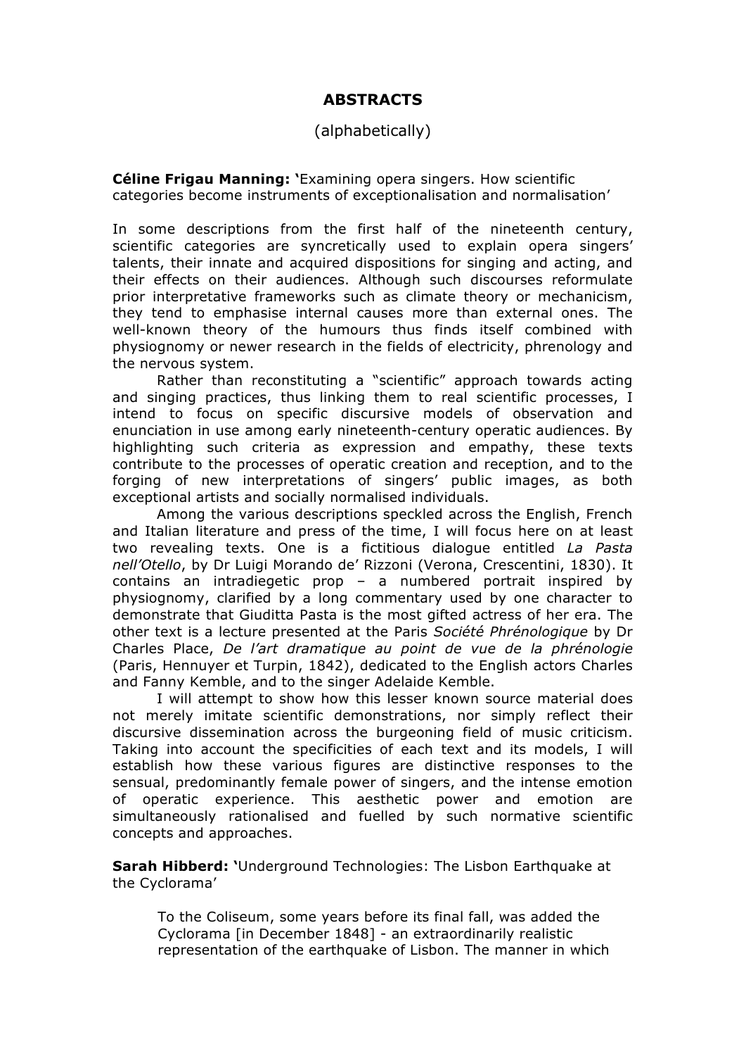# ABSTRACTS

(alphabetically)

**Céline Frigau Manning: '**Examining opera singers. How scientific categories become instruments of exceptionalisation and normalisation'

In some descriptions from the first half of the nineteenth century, scientific categories are syncretically used to explain opera singers' talents, their innate and acquired dispositions for singing and acting, and their effects on their audiences. Although such discourses reformulate prior interpretative frameworks such as climate theory or mechanicism, they tend to emphasise internal causes more than external ones. The well-known theory of the humours thus finds itself combined with physiognomy or newer research in the fields of electricity, phrenology and the nervous system.

Rather than reconstituting a "scientific" approach towards acting and singing practices, thus linking them to real scientific processes, I intend to focus on specific discursive models of observation and enunciation in use among early nineteenth-century operatic audiences. By highlighting such criteria as expression and empathy, these texts contribute to the processes of operatic creation and reception, and to the forging of new interpretations of singers' public images, as both exceptional artists and socially normalised individuals.

Among the various descriptions speckled across the English, French and Italian literature and press of the time, I will focus here on at least two revealing texts. One is a fictitious dialogue entitled *La Pasta nell'Otello*, by Dr Luigi Morando de' Rizzoni (Verona, Crescentini, 1830). It contains an intradiegetic prop – a numbered portrait inspired by physiognomy, clarified by a long commentary used by one character to demonstrate that Giuditta Pasta is the most gifted actress of her era. The other text is a lecture presented at the Paris *Société Phrénologique* by Dr Charles Place, *De l'art dramatique au point de vue de la phrénologie* (Paris, Hennuyer et Turpin, 1842), dedicated to the English actors Charles and Fanny Kemble, and to the singer Adelaide Kemble.

I will attempt to show how this lesser known source material does not merely imitate scientific demonstrations, nor simply reflect their discursive dissemination across the burgeoning field of music criticism. Taking into account the specificities of each text and its models, I will establish how these various figures are distinctive responses to the sensual, predominantly female power of singers, and the intense emotion of operatic experience. This aesthetic power and emotion are simultaneously rationalised and fuelled by such normative scientific concepts and approaches.

**Sarah Hibberd: '**Underground Technologies: The Lisbon Earthquake at the Cyclorama'

> To the Coliseum, some years before its final fall, was added the Cyclorama [in December 1848] - an extraordinarily realistic representation of the earthquake of Lisbon. The manner in which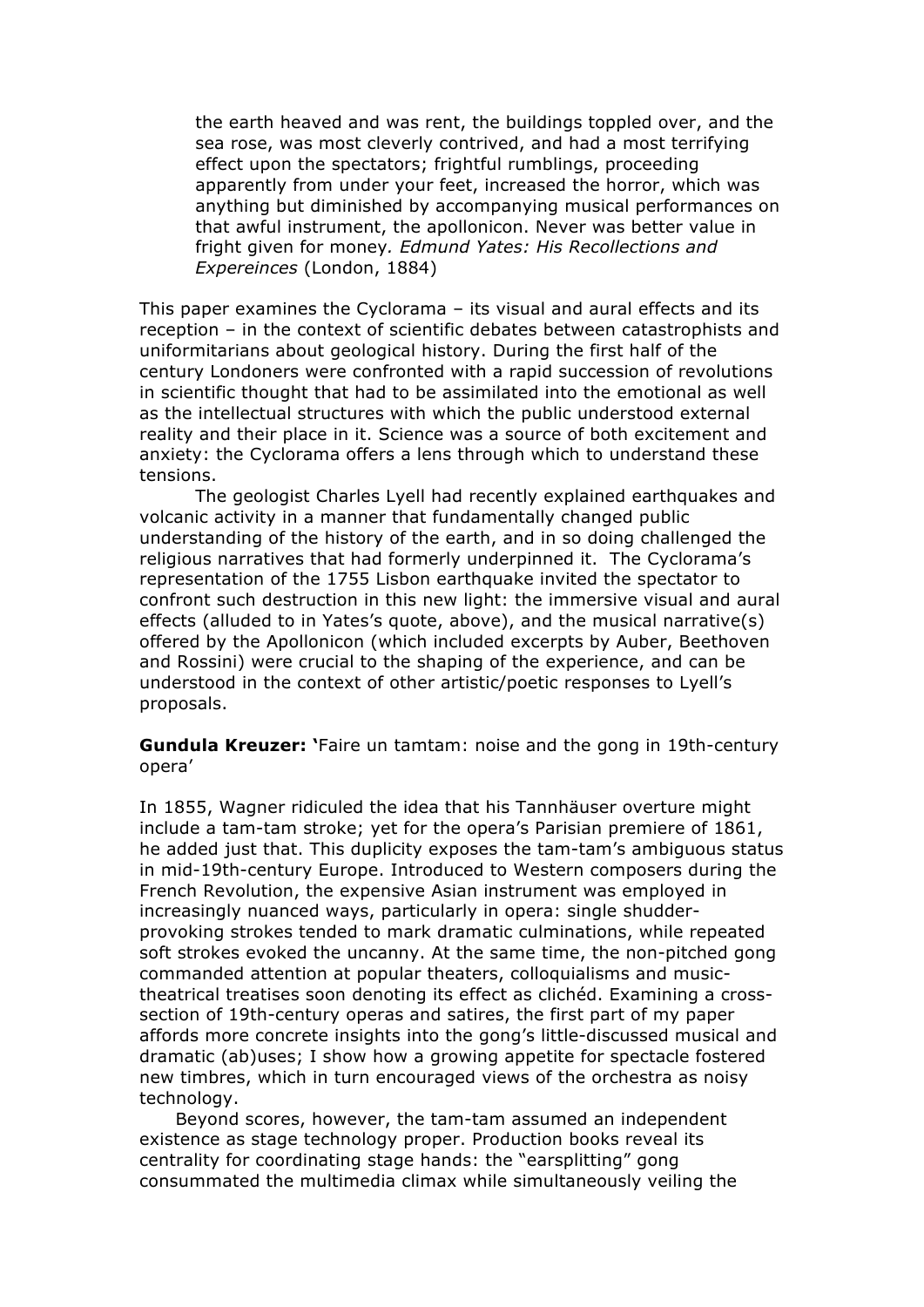> the earth heaved and was rent, the buildings toppled over, and the sea rose, was most cleverly contrived, and had a most terrifying effect upon the spectators; frightful rumblings, proceeding apparently from under your feet, increased the horror, which was anything but diminished by accompanying musical performances on that awful instrument, the apollonicon. Never was better value in fright given for money. *Edmund Yates: His Recollections and Expereinces* (London, 1884)

This paper examines the Cyclorama – its visual and aural effects and its reception – in the context of scientific debates between catastrophists and uniformitarians about geological history. During the first half of the century Londoners were confronted with a rapid succession of revolutions in scientific thought that had to be assimilated into the emotional as well as the intellectual structures with which the public understood external reality and their place in it. Science was a source of both excitement and anxiety: the Cyclorama offers a lens through which to understand these tensions.

The geologist Charles Lyell had recently explained earthquakes and volcanic activity in a manner that fundamentally changed public understanding of the history of the earth, and in so doing challenged the religious narratives that had formerly underpinned it. The Cyclorama's representation of the 1755 Lisbon earthquake invited the spectator to confront such destruction in this new light: the immersive visual and aural effects (alluded to in Yates's quote, above), and the musical narrative(s) offered by the Apollonicon (which included excerpts by Auber, Beethoven and Rossini) were crucial to the shaping of the experience, and can be understood in the context of other artistic/poetic responses to Lyell's proposals.

**Gundula Kreuzer:** 'Faire un tamtam: noise and the gong in 19th-century opera'

In 1855, Wagner ridiculed the idea that his Tannhäuser overture might include a tam-tam stroke; yet for the opera's Parisian premiere of 1861, he added just that. This duplicity exposes the tam-tam's ambiguous status in mid-19th-century Europe. Introduced to Western composers during the French Revolution, the expensive Asian instrument was employed in increasingly nuanced ways, particularly in opera: single shudder-provoking strokes tended to mark dramatic culminations, while repeated soft strokes evoked the uncanny. At the same time, the non-pitched gong commanded attention at popular theaters, colloquialisms and music-theatrical treatises soon denoting its effect as clichéd. Examining a cross-section of 19th-century operas and satires, the first part of my paper affords more concrete insights into the gong's little-discussed musical and dramatic (ab)uses; I show how a growing appetite for spectacle fostered new timbres, which in turn encouraged views of the orchestra as noisy technology.

Beyond scores, however, the tam-tam assumed an independent existence as stage technology proper. Production books reveal its centrality for coordinating stage hands: the "earsplitting" gong consummated the multimedia climax while simultaneously veiling the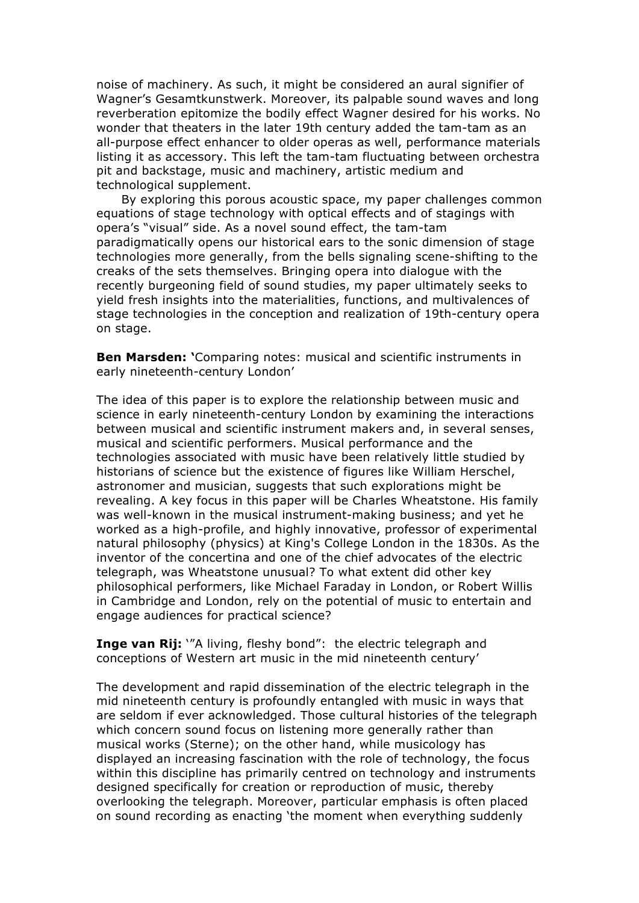noise of machinery. As such, it might be considered an aural signifier of Wagner's Gesamtkunstwerk. Moreover, its palpable sound waves and long reverberation epitomize the bodily effect Wagner desired for his works. No wonder that theaters in the later 19th century added the tam-tam as an all-purpose effect enhancer to older operas as well, performance materials listing it as accessory. This left the tam-tam fluctuating between orchestra pit and backstage, music and machinery, artistic medium and technological supplement.

By exploring this porous acoustic space, my paper challenges common equations of stage technology with optical effects and of stagings with opera's "visual" side. As a novel sound effect, the tam-tam paradigmatically opens our historical ears to the sonic dimension of stage technologies more generally, from the bells signaling scene-shifting to the creaks of the sets themselves. Bringing opera into dialogue with the recently burgeoning field of sound studies, my paper ultimately seeks to yield fresh insights into the materialities, functions, and multivalences of stage technologies in the conception and realization of 19th-century opera on stage.

**Ben Marsden: '**Comparing notes: musical and scientific instruments in early nineteenth-century London'

The idea of this paper is to explore the relationship between music and science in early nineteenth-century London by examining the interactions between musical and scientific instrument makers and, in several senses, musical and scientific performers. Musical performance and the technologies associated with music have been relatively little studied by historians of science but the existence of figures like William Herschel, astronomer and musician, suggests that such explorations might be revealing. A key focus in this paper will be Charles Wheatstone. His family was well-known in the musical instrument-making business; and yet he worked as a high-profile, and highly innovative, professor of experimental natural philosophy (physics) at King's College London in the 1830s. As the inventor of the concertina and one of the chief advocates of the electric telegraph, was Wheatstone unusual? To what extent did other key philosophical performers, like Michael Faraday in London, or Robert Willis in Cambridge and London, rely on the potential of music to entertain and engage audiences for practical science?

**Inge van Rij:** '"A living, fleshy bond": the electric telegraph and conceptions of Western art music in the mid nineteenth century'

The development and rapid dissemination of the electric telegraph in the mid nineteenth century is profoundly entangled with music in ways that are seldom if ever acknowledged. Those cultural histories of the telegraph which concern sound focus on listening more generally rather than musical works (Sterne); on the other hand, while musicology has displayed an increasing fascination with the role of technology, the focus within this discipline has primarily centred on technology and instruments designed specifically for creation or reproduction of music, thereby overlooking the telegraph. Moreover, particular emphasis is often placed on sound recording as enacting 'the moment when everything suddenly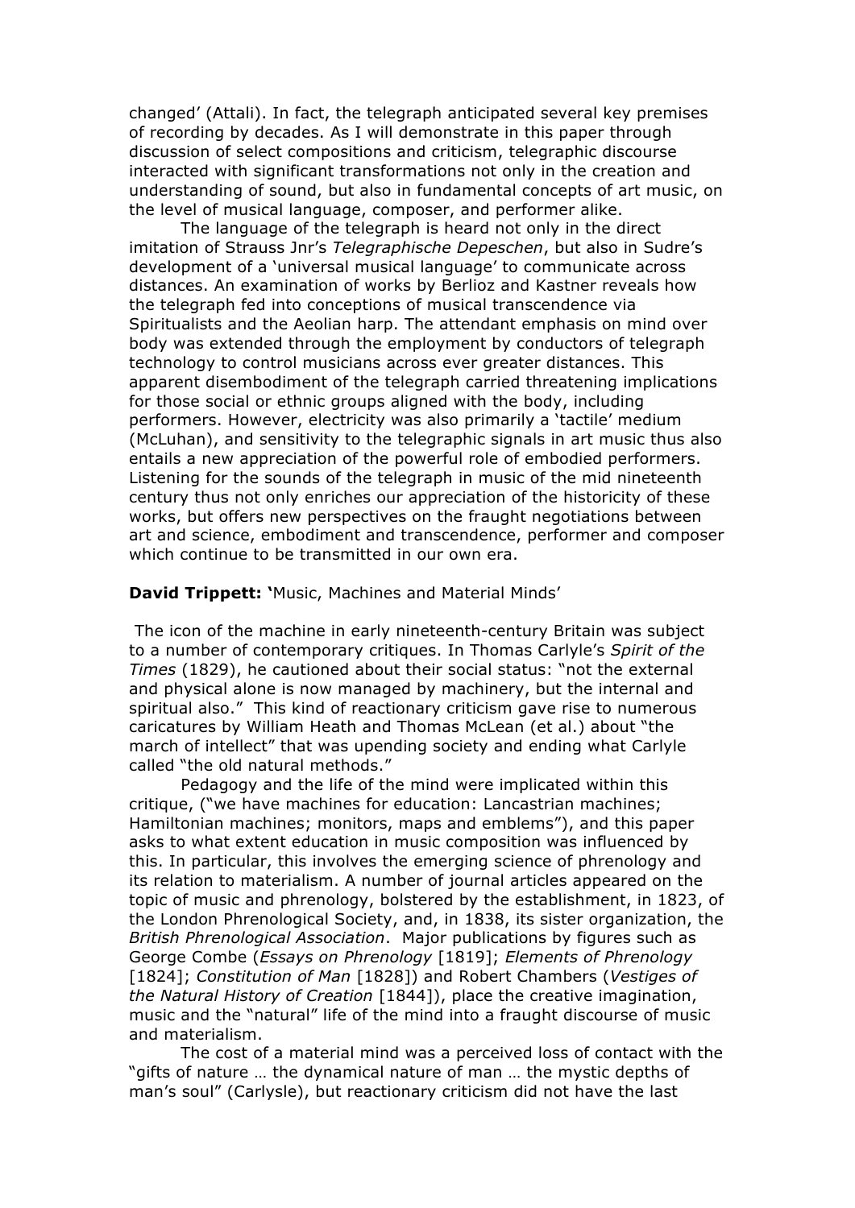changed' (Attali). In fact, the telegraph anticipated several key premises of recording by decades. As I will demonstrate in this paper through discussion of select compositions and criticism, telegraphic discourse interacted with significant transformations not only in the creation and understanding of sound, but also in fundamental concepts of art music, on the level of musical language, composer, and performer alike.

The language of the telegraph is heard not only in the direct imitation of Strauss Jnr's *Telegraphische Depeschen*, but also in Sudre's development of a 'universal musical language' to communicate across distances. An examination of works by Berlioz and Kastner reveals how the telegraph fed into conceptions of musical transcendence via Spiritualists and the Aeolian harp. The attendant emphasis on mind over body was extended through the employment by conductors of telegraph technology to control musicians across ever greater distances. This apparent disembodiment of the telegraph carried threatening implications for those social or ethnic groups aligned with the body, including performers. However, electricity was also primarily a 'tactile' medium (McLuhan), and sensitivity to the telegraphic signals in art music thus also entails a new appreciation of the powerful role of embodied performers. Listening for the sounds of the telegraph in music of the mid nineteenth century thus not only enriches our appreciation of the historicity of these works, but offers new perspectives on the fraught negotiations between art and science, embodiment and transcendence, performer and composer which continue to be transmitted in our own era.

**David Trippett: '**Music, Machines and Material Minds'

The icon of the machine in early nineteenth-century Britain was subject to a number of contemporary critiques. In Thomas Carlyle's *Spirit of the Times* (1829), he cautioned about their social status: "not the external and physical alone is now managed by machinery, but the internal and spiritual also." This kind of reactionary criticism gave rise to numerous caricatures by William Heath and Thomas McLean (et al.) about "the march of intellect" that was upending society and ending what Carlyle called "the old natural methods."

Pedagogy and the life of the mind were implicated within this critique, ("we have machines for education: Lancastrian machines; Hamiltonian machines; monitors, maps and emblems"), and this paper asks to what extent education in music composition was influenced by this. In particular, this involves the emerging science of phrenology and its relation to materialism. A number of journal articles appeared on the topic of music and phrenology, bolstered by the establishment, in 1823, of the London Phrenological Society, and, in 1838, its sister organization, the *British Phrenological Association*. Major publications by figures such as George Combe (*Essays on Phrenology* [1819]; *Elements of Phrenology* [1824]; *Constitution of Man* [1828]) and Robert Chambers (*Vestiges of the Natural History of Creation* [1844]), place the creative imagination, music and the "natural" life of the mind into a fraught discourse of music and materialism.

The cost of a material mind was a perceived loss of contact with the "gifts of nature … the dynamical nature of man … the mystic depths of man's soul" (Carlysle), but reactionary criticism did not have the last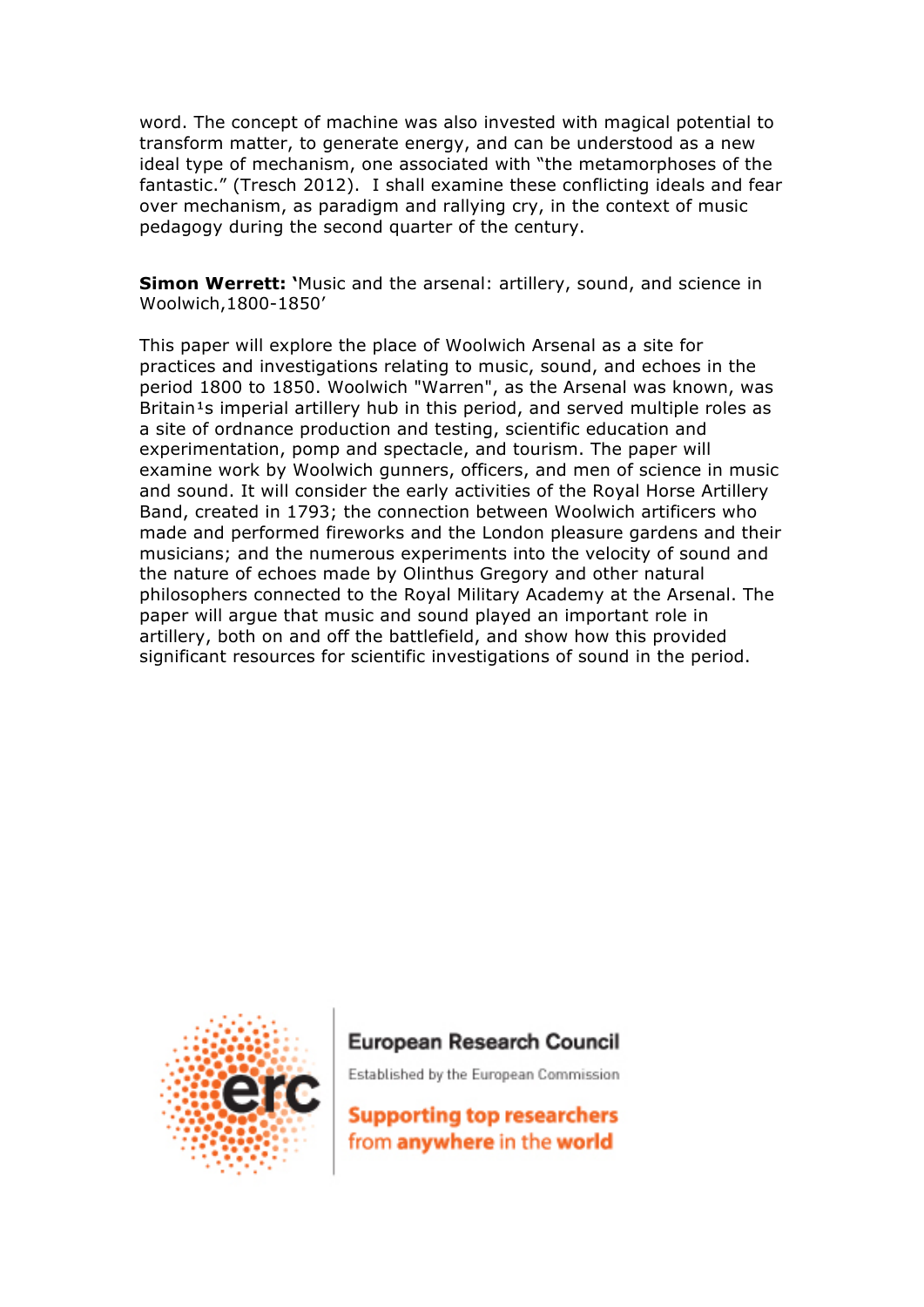word. The concept of machine was also invested with magical potential to transform matter, to generate energy, and can be understood as a new ideal type of mechanism, one associated with "the metamorphoses of the fantastic." (Tresch 2012). I shall examine these conflicting ideals and fear over mechanism, as paradigm and rallying cry, in the context of music pedagogy during the second quarter of the century.

**Simon Werrett: '**Music and the arsenal: artillery, sound, and science in Woolwich,1800-1850'

This paper will explore the place of Woolwich Arsenal as a site for practices and investigations relating to music, sound, and echoes in the period 1800 to 1850. Woolwich "Warren", as the Arsenal was known, was Britain¹s imperial artillery hub in this period, and served multiple roles as a site of ordnance production and testing, scientific education and experimentation, pomp and spectacle, and tourism. The paper will examine work by Woolwich gunners, officers, and men of science in music and sound. It will consider the early activities of the Royal Horse Artillery Band, created in 1793; the connection between Woolwich artificers who made and performed fireworks and the London pleasure gardens and their musicians; and the numerous experiments into the velocity of sound and the nature of echoes made by Olinthus Gregory and other natural philosophers connected to the Royal Military Academy at the Arsenal. The paper will argue that music and sound played an important role in artillery, both on and off the battlefield, and show how this provided significant resources for scientific investigations of sound in the period.

erc

European Research Council

Established by the European Commission

Supporting top researchers from anywhere in the world